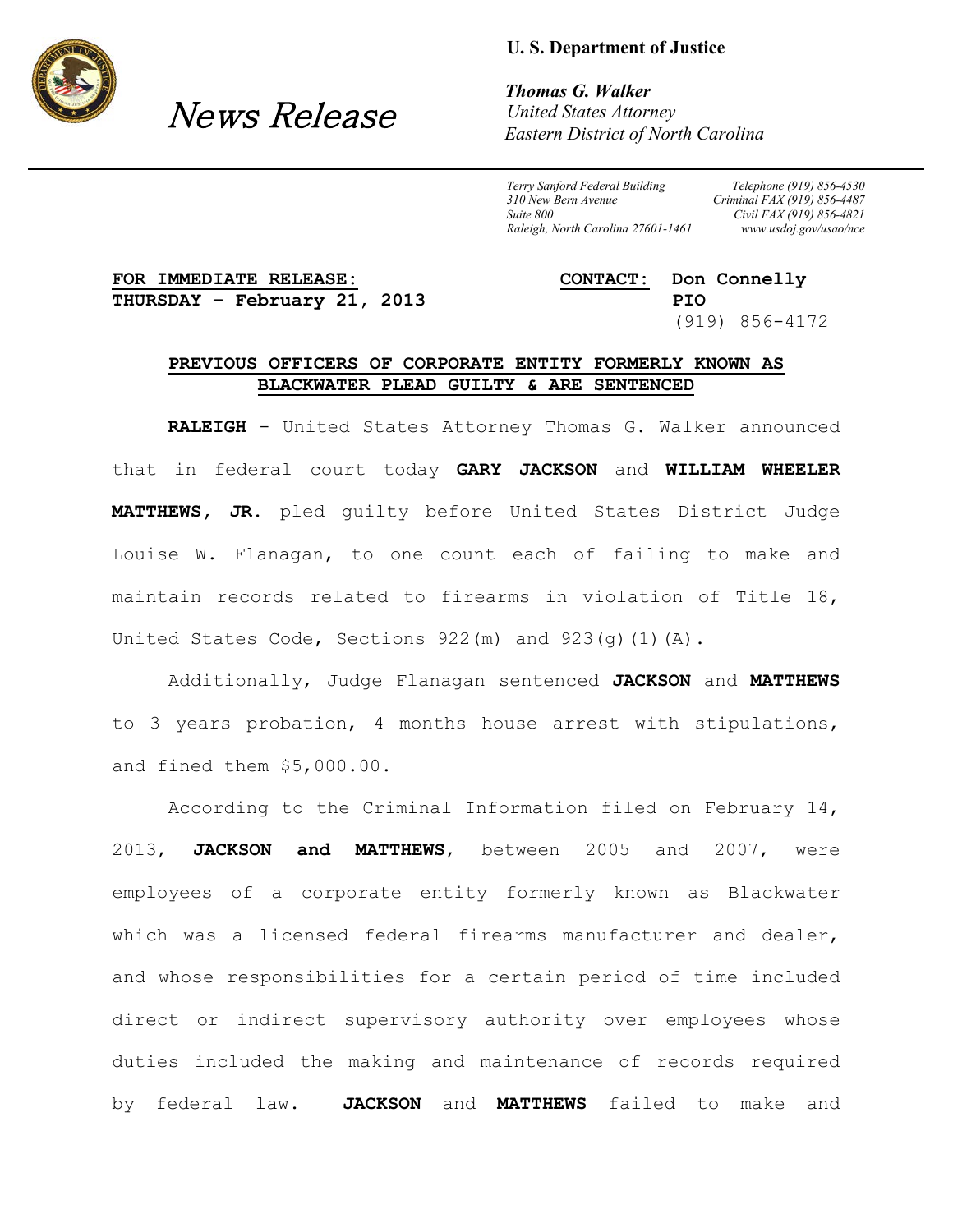**U. S. Department of Justice**

# News Release

***Thomas G. Walker***
*United States Attorney*
*Eastern District of North Carolina*

*Terry Sanford Federal Building*
*310 New Bern Avenue*
*Suite 800*
*Raleigh, North Carolina 27601-1461*

*Telephone (919) 856-4530*
*Criminal FAX (919) 856-4487*
*Civil FAX (919) 856-4821*
*www.usdoj.gov/usao/nce*

**FOR IMMEDIATE RELEASE:**
**THURSDAY – February 21, 2013**

**CONTACT: Don Connelly**
**PIO**
(919) 856-4172

## PREVIOUS OFFICERS OF CORPORATE ENTITY FORMERLY KNOWN AS BLACKWATER PLEAD GUILTY & ARE SENTENCED

**RALEIGH** - United States Attorney Thomas G. Walker announced that in federal court today **GARY JACKSON** and **WILLIAM WHEELER MATTHEWS, JR.** pled guilty before United States District Judge Louise W. Flanagan, to one count each of failing to make and maintain records related to firearms in violation of Title 18, United States Code, Sections 922(m) and 923(g)(1)(A).

Additionally, Judge Flanagan sentenced **JACKSON** and **MATTHEWS** to 3 years probation, 4 months house arrest with stipulations, and fined them $5,000.00.

According to the Criminal Information filed on February 14, 2013, **JACKSON and MATTHEWS**, between 2005 and 2007, were employees of a corporate entity formerly known as Blackwater which was a licensed federal firearms manufacturer and dealer, and whose responsibilities for a certain period of time included direct or indirect supervisory authority over employees whose duties included the making and maintenance of records required by federal law. **JACKSON** and **MATTHEWS** failed to make and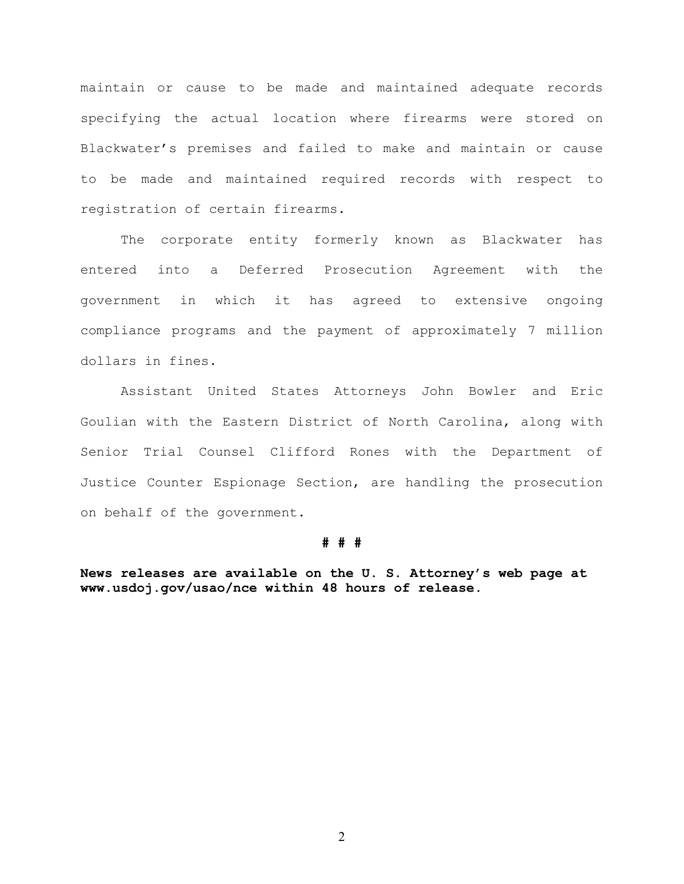maintain or cause to be made and maintained adequate records specifying the actual location where firearms were stored on Blackwater's premises and failed to make and maintain or cause to be made and maintained required records with respect to registration of certain firearms.

The corporate entity formerly known as Blackwater has entered into a Deferred Prosecution Agreement with the government in which it has agreed to extensive ongoing compliance programs and the payment of approximately 7 million dollars in fines.

Assistant United States Attorneys John Bowler and Eric Goulian with the Eastern District of North Carolina, along with Senior Trial Counsel Clifford Rones with the Department of Justice Counter Espionage Section, are handling the prosecution on behalf of the government.

**# # #**

**News releases are available on the U. S. Attorney's web page at www.usdoj.gov/usao/nce within 48 hours of release.**